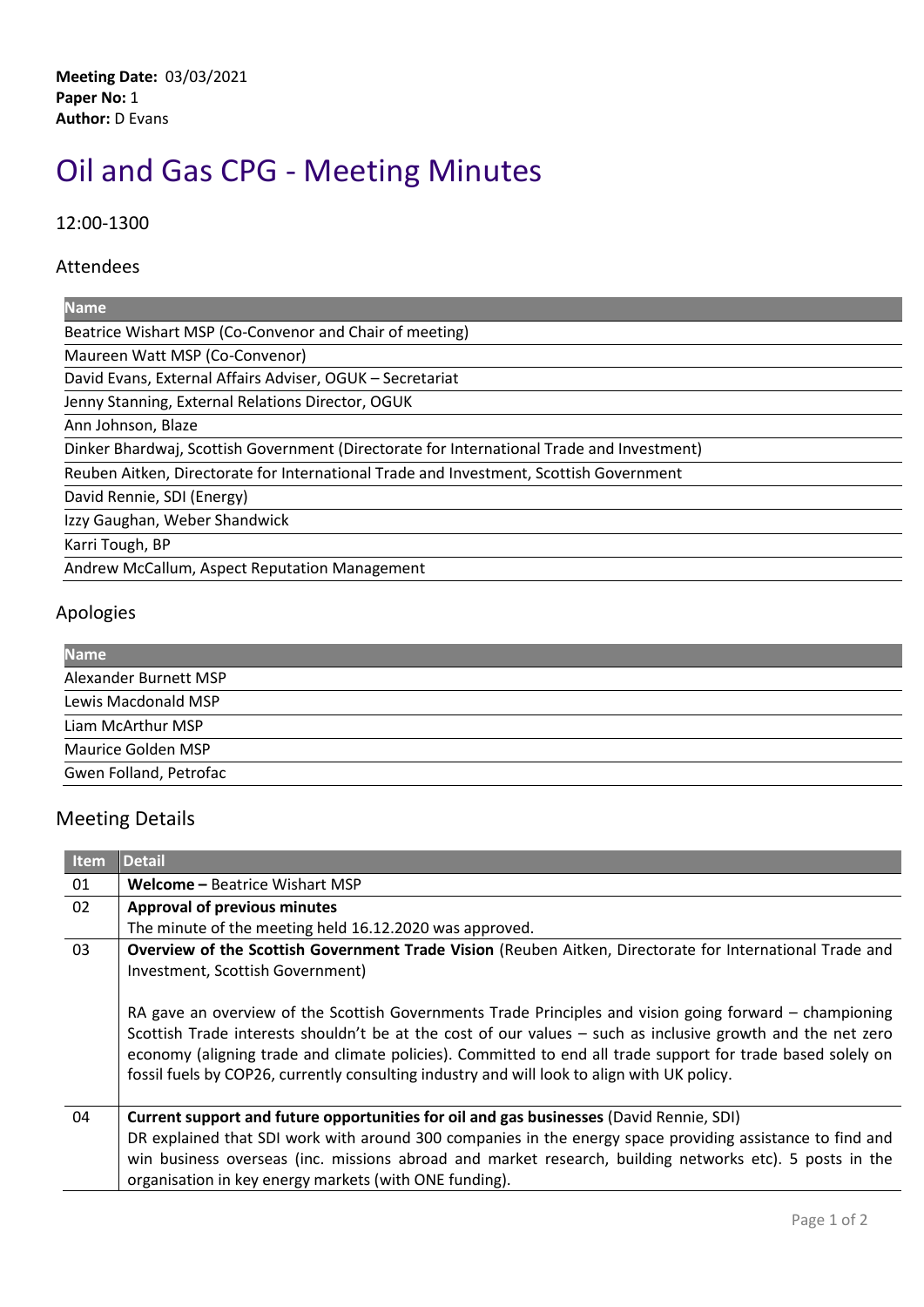**Meeting Date:** 03/03/2021
**Paper No:** 1
**Author:** D Evans

# Oil and Gas CPG - Meeting Minutes

12:00-1300

## Attendees

| Name |
|---|
| Beatrice Wishart MSP (Co-Convenor and Chair of meeting) |
| Maureen Watt MSP (Co-Convenor) |
| David Evans, External Affairs Adviser, OGUK – Secretariat |
| Jenny Stanning, External Relations Director, OGUK |
| Ann Johnson, Blaze |
| Dinker Bhardwaj, Scottish Government (Directorate for International Trade and Investment) |
| Reuben Aitken, Directorate for International Trade and Investment, Scottish Government |
| David Rennie, SDI (Energy) |
| Izzy Gaughan, Weber Shandwick |
| Karri Tough, BP |
| Andrew McCallum, Aspect Reputation Management |

## Apologies

| Name |
|---|
| Alexander Burnett MSP |
| Lewis Macdonald MSP |
| Liam McArthur MSP |
| Maurice Golden MSP |
| Gwen Folland, Petrofac |

## Meeting Details

| Item | Detail |
|---|---|
| 01 | **Welcome –** Beatrice Wishart MSP |
| 02 | **Approval of previous minutes**<br>The minute of the meeting held 16.12.2020 was approved. |
| 03 | **Overview of the Scottish Government Trade Vision** (Reuben Aitken, Directorate for International Trade and Investment, Scottish Government)<br><br>RA gave an overview of the Scottish Governments Trade Principles and vision going forward – championing Scottish Trade interests shouldn't be at the cost of our values – such as inclusive growth and the net zero economy (aligning trade and climate policies). Committed to end all trade support for trade based solely on fossil fuels by COP26, currently consulting industry and will look to align with UK policy. |
| 04 | **Current support and future opportunities for oil and gas businesses** (David Rennie, SDI)<br>DR explained that SDI work with around 300 companies in the energy space providing assistance to find and win business overseas (inc. missions abroad and market research, building networks etc). 5 posts in the organisation in key energy markets (with ONE funding). |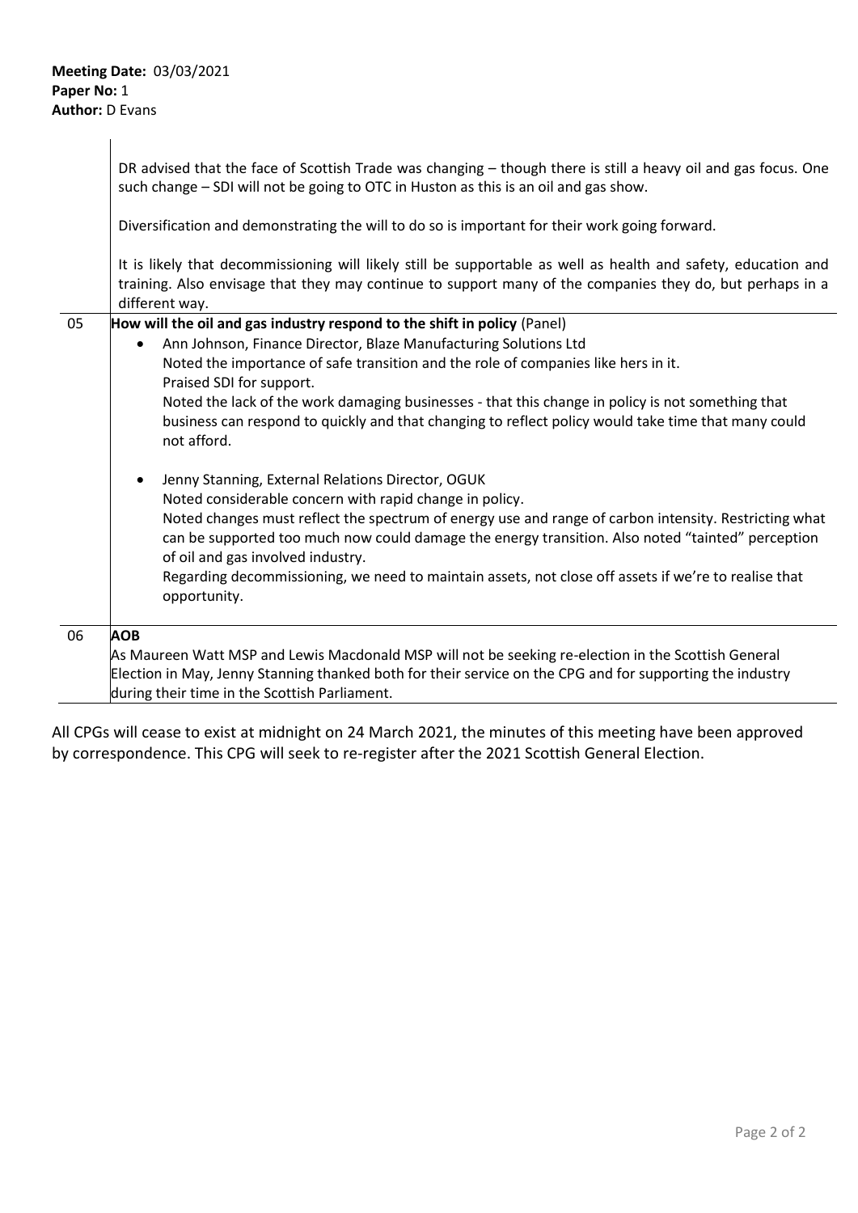**Meeting Date:** 03/03/2021
**Paper No:** 1
**Author:** D Evans

| | |
|---|---|
| | DR advised that the face of Scottish Trade was changing – though there is still a heavy oil and gas focus. One such change – SDI will not be going to OTC in Huston as this is an oil and gas show.<br><br>Diversification and demonstrating the will to do so is important for their work going forward.<br><br>It is likely that decommissioning will likely still be supportable as well as health and safety, education and training. Also envisage that they may continue to support many of the companies they do, but perhaps in a different way. |
| 05 | **How will the oil and gas industry respond to the shift in policy** (Panel)<br>• Ann Johnson, Finance Director, Blaze Manufacturing Solutions Ltd<br>Noted the importance of safe transition and the role of companies like hers in it.<br>Praised SDI for support.<br>Noted the lack of the work damaging businesses - that this change in policy is not something that business can respond to quickly and that changing to reflect policy would take time that many could not afford.<br><br>• Jenny Stanning, External Relations Director, OGUK<br>Noted considerable concern with rapid change in policy.<br>Noted changes must reflect the spectrum of energy use and range of carbon intensity. Restricting what can be supported too much now could damage the energy transition. Also noted "tainted" perception of oil and gas involved industry.<br>Regarding decommissioning, we need to maintain assets, not close off assets if we're to realise that opportunity. |
| 06 | **AOB**<br>As Maureen Watt MSP and Lewis Macdonald MSP will not be seeking re-election in the Scottish General Election in May, Jenny Stanning thanked both for their service on the CPG and for supporting the industry during their time in the Scottish Parliament. |

All CPGs will cease to exist at midnight on 24 March 2021, the minutes of this meeting have been approved by correspondence. This CPG will seek to re-register after the 2021 Scottish General Election.